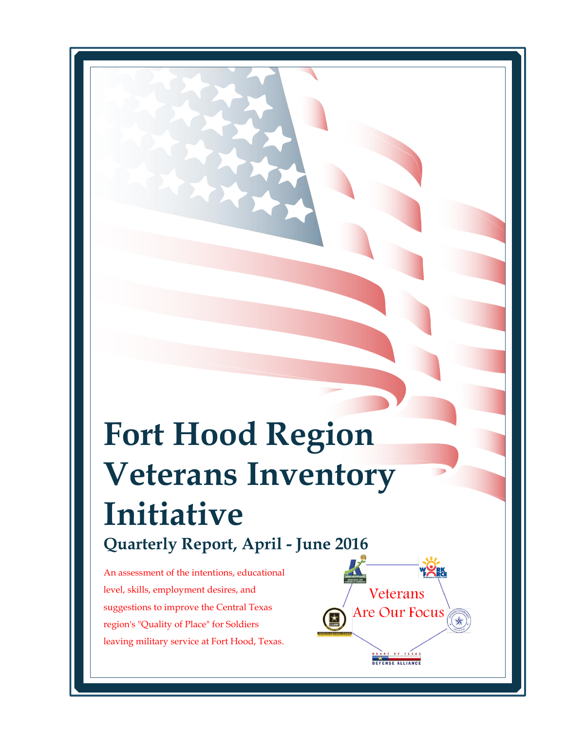# Fort Hood Region Veterans Inventory Initiative

## Quarterly Report, April - June 2016

An assessment of the intentions, educational level, skills, employment desires, and suggestions to improve the Central Texas region's "Quality of Place" for Soldiers leaving military service at Fort Hood, Texas.

Veterans Are Our Focus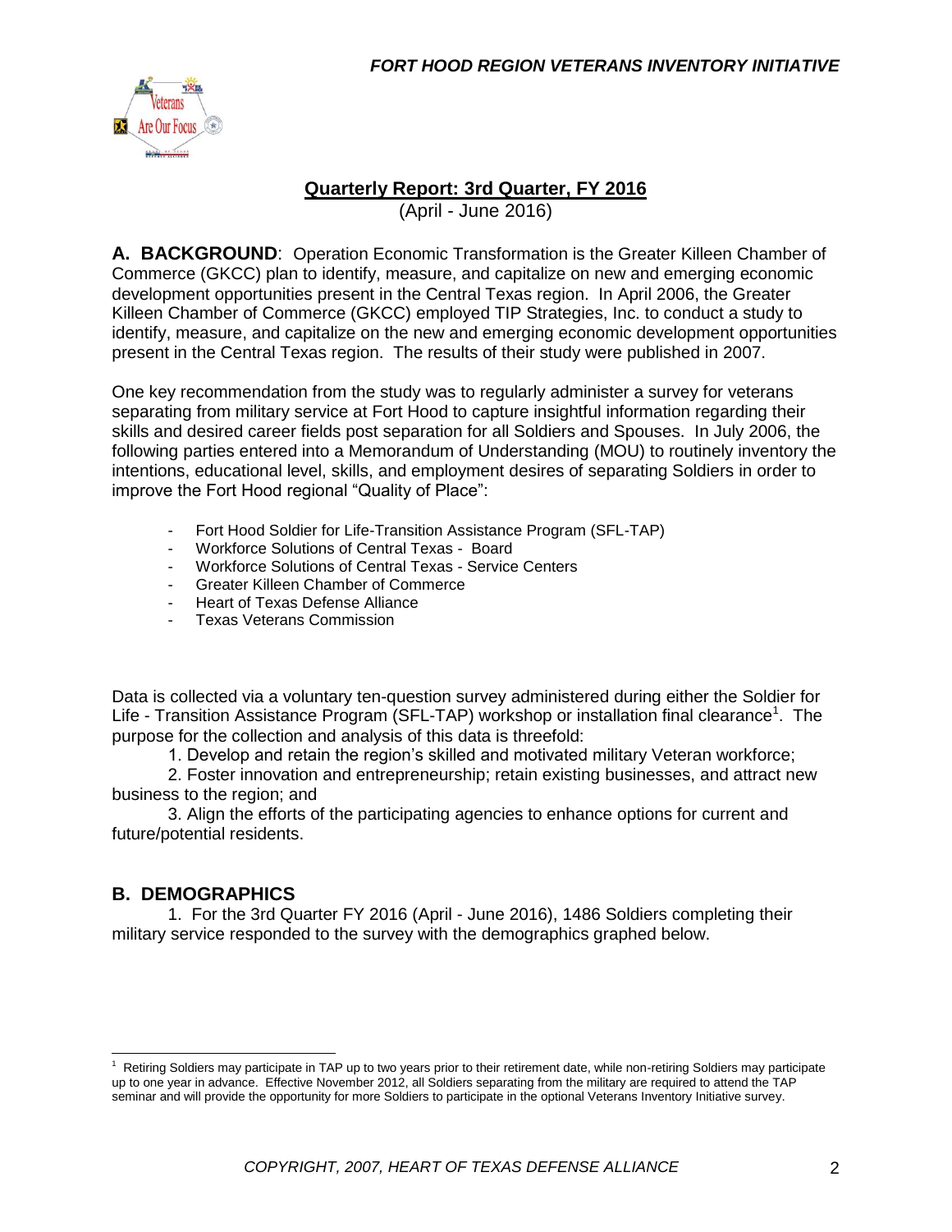## Quarterly Report: 3rd Quarter, FY 2016

(April - June 2016)

**A. BACKGROUND**: Operation Economic Transformation is the Greater Killeen Chamber of Commerce (GKCC) plan to identify, measure, and capitalize on new and emerging economic development opportunities present in the Central Texas region. In April 2006, the Greater Killeen Chamber of Commerce (GKCC) employed TIP Strategies, Inc. to conduct a study to identify, measure, and capitalize on the new and emerging economic development opportunities present in the Central Texas region. The results of their study were published in 2007.

One key recommendation from the study was to regularly administer a survey for veterans separating from military service at Fort Hood to capture insightful information regarding their skills and desired career fields post separation for all Soldiers and Spouses. In July 2006, the following parties entered into a Memorandum of Understanding (MOU) to routinely inventory the intentions, educational level, skills, and employment desires of separating Soldiers in order to improve the Fort Hood regional "Quality of Place":

- Fort Hood Soldier for Life-Transition Assistance Program (SFL-TAP)
- Workforce Solutions of Central Texas - Board
- Workforce Solutions of Central Texas - Service Centers
- Greater Killeen Chamber of Commerce
- Heart of Texas Defense Alliance
- Texas Veterans Commission

Data is collected via a voluntary ten-question survey administered during either the Soldier for Life - Transition Assistance Program (SFL-TAP) workshop or installation final clearance[1]. The purpose for the collection and analysis of this data is threefold:

1. Develop and retain the region's skilled and motivated military Veteran workforce;
2. Foster innovation and entrepreneurship; retain existing businesses, and attract new business to the region; and
3. Align the efforts of the participating agencies to enhance options for current and future/potential residents.

## B. DEMOGRAPHICS

1. For the 3rd Quarter FY 2016 (April - June 2016), 1486 Soldiers completing their military service responded to the survey with the demographics graphed below.

[1] Retiring Soldiers may participate in TAP up to two years prior to their retirement date, while non-retiring Soldiers may participate up to one year in advance. Effective November 2012, all Soldiers separating from the military are required to attend the TAP seminar and will provide the opportunity for more Soldiers to participate in the optional Veterans Inventory Initiative survey.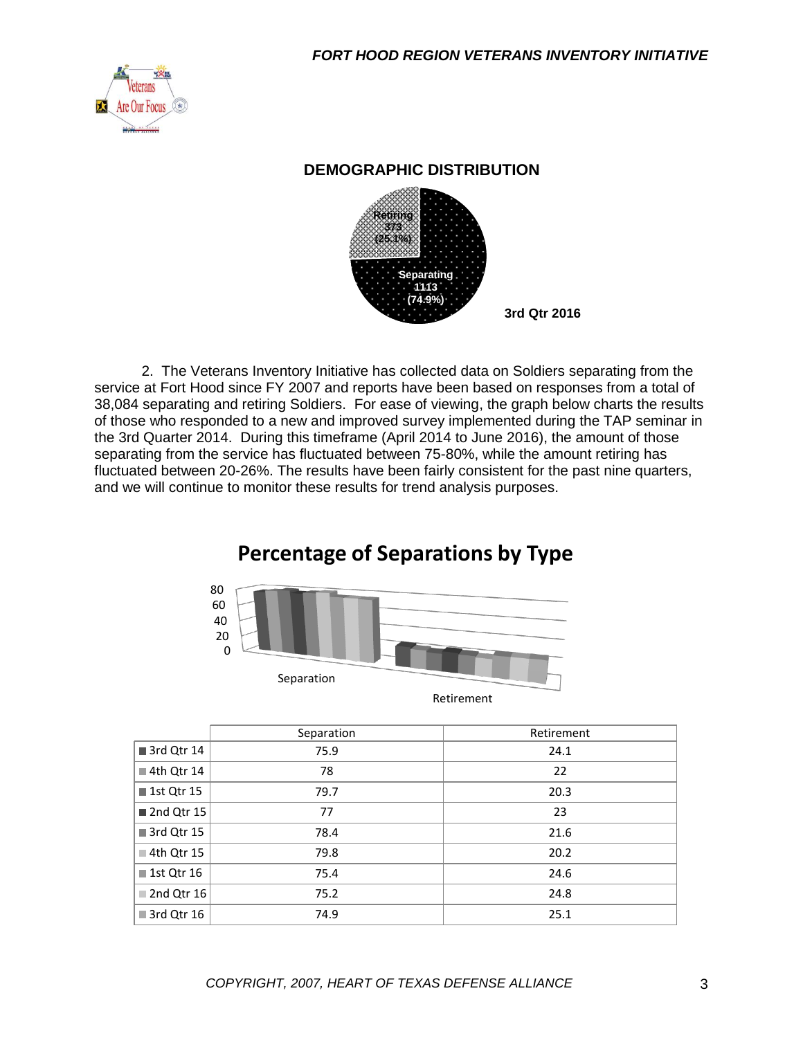## DEMOGRAPHIC DISTRIBUTION

Retiring 373 (25.1%)

Separating 1113 (74.9%)

3rd Qtr 2016

2. The Veterans Inventory Initiative has collected data on Soldiers separating from the service at Fort Hood since FY 2007 and reports have been based on responses from a total of 38,084 separating and retiring Soldiers. For ease of viewing, the graph below charts the results of those who responded to a new and improved survey implemented during the TAP seminar in the 3rd Quarter 2014. During this timeframe (April 2014 to June 2016), the amount of those separating from the service has fluctuated between 75-80%, while the amount retiring has fluctuated between 20-26%. The results have been fairly consistent for the past nine quarters, and we will continue to monitor these results for trend analysis purposes.

## Percentage of Separations by Type

| | Separation | Retirement |
|---|---|---|
| 3rd Qtr 14 | 75.9 | 24.1 |
| 4th Qtr 14 | 78 | 22 |
| 1st Qtr 15 | 79.7 | 20.3 |
| 2nd Qtr 15 | 77 | 23 |
| 3rd Qtr 15 | 78.4 | 21.6 |
| 4th Qtr 15 | 79.8 | 20.2 |
| 1st Qtr 16 | 75.4 | 24.6 |
| 2nd Qtr 16 | 75.2 | 24.8 |
| 3rd Qtr 16 | 74.9 | 25.1 |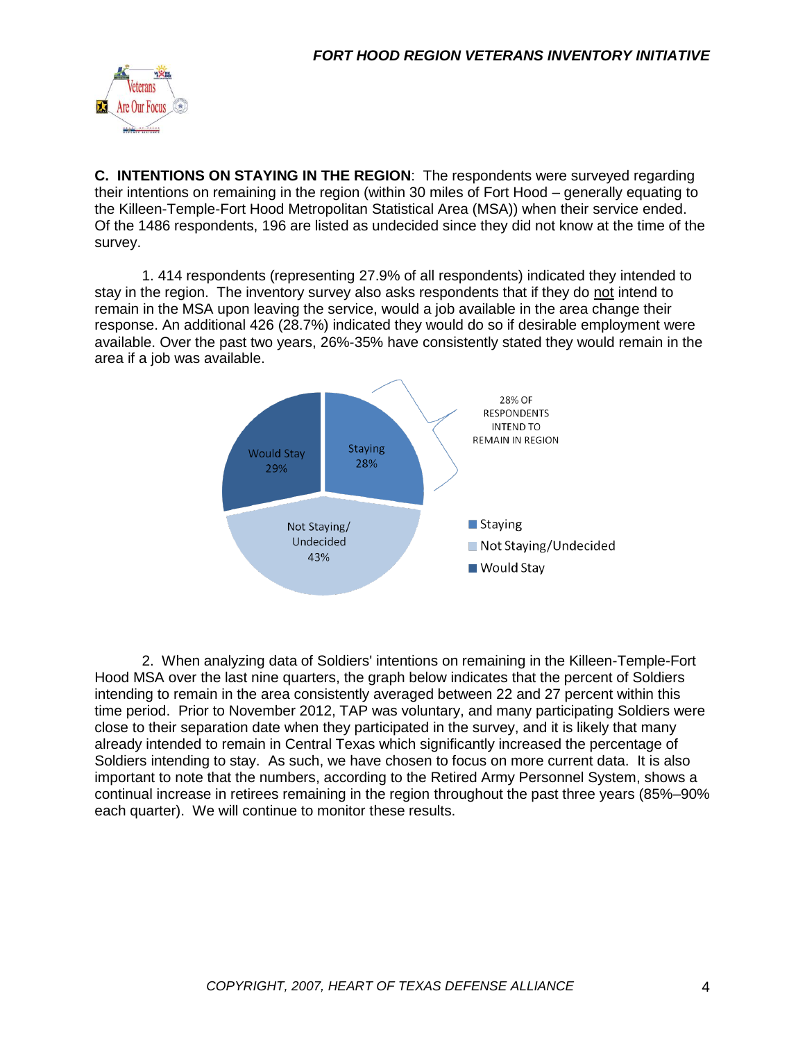**C. INTENTIONS ON STAYING IN THE REGION**: The respondents were surveyed regarding their intentions on remaining in the region (within 30 miles of Fort Hood – generally equating to the Killeen-Temple-Fort Hood Metropolitan Statistical Area (MSA)) when their service ended. Of the 1486 respondents, 196 are listed as undecided since they did not know at the time of the survey.

1. 414 respondents (representing 27.9% of all respondents) indicated they intended to stay in the region. The inventory survey also asks respondents that if they do not intend to remain in the MSA upon leaving the service, would a job available in the area change their response. An additional 426 (28.7%) indicated they would do so if desirable employment were available. Over the past two years, 26%-35% have consistently stated they would remain in the area if a job was available.

28% OF RESPONDENTS INTEND TO REMAIN IN REGION

| Category | Percent |
|---|---|
| Staying | 28% |
| Not Staying/Undecided | 43% |
| Would Stay | 29% |

2. When analyzing data of Soldiers' intentions on remaining in the Killeen-Temple-Fort Hood MSA over the last nine quarters, the graph below indicates that the percent of Soldiers intending to remain in the area consistently averaged between 22 and 27 percent within this time period. Prior to November 2012, TAP was voluntary, and many participating Soldiers were close to their separation date when they participated in the survey, and it is likely that many already intended to remain in Central Texas which significantly increased the percentage of Soldiers intending to stay. As such, we have chosen to focus on more current data. It is also important to note that the numbers, according to the Retired Army Personnel System, shows a continual increase in retirees remaining in the region throughout the past three years (85%–90% each quarter). We will continue to monitor these results.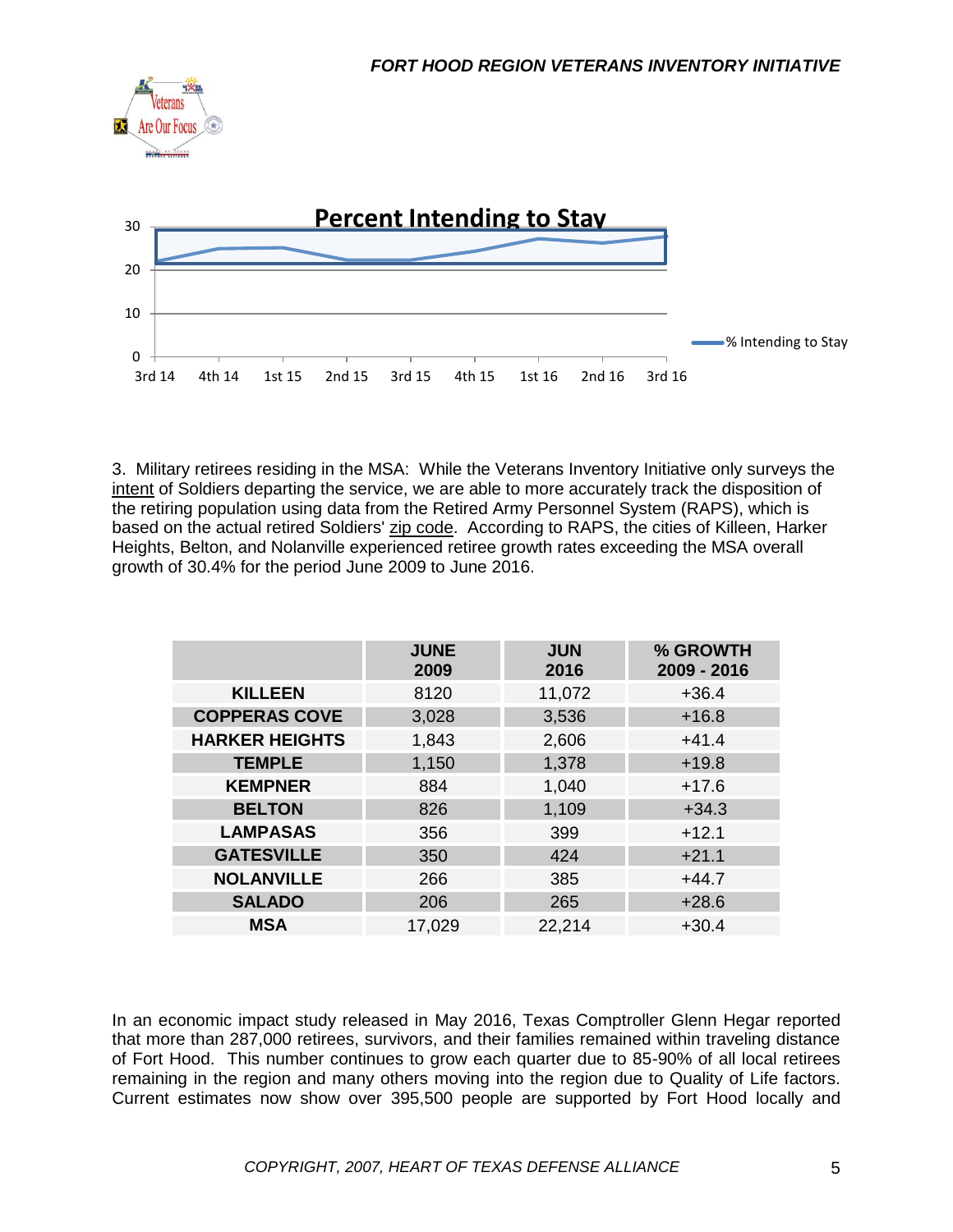**Percent Intending to Stay**

3. Military retirees residing in the MSA: While the Veterans Inventory Initiative only surveys the intent of Soldiers departing the service, we are able to more accurately track the disposition of the retiring population using data from the Retired Army Personnel System (RAPS), which is based on the actual retired Soldiers' zip code. According to RAPS, the cities of Killeen, Harker Heights, Belton, and Nolanville experienced retiree growth rates exceeding the MSA overall growth of 30.4% for the period June 2009 to June 2016.

| | JUNE 2009 | JUN 2016 | % GROWTH 2009 - 2016 |
|---|---|---|---|
| **KILLEEN** | 8120 | 11,072 | +36.4 |
| **COPPERAS COVE** | 3,028 | 3,536 | +16.8 |
| **HARKER HEIGHTS** | 1,843 | 2,606 | +41.4 |
| **TEMPLE** | 1,150 | 1,378 | +19.8 |
| **KEMPNER** | 884 | 1,040 | +17.6 |
| **BELTON** | 826 | 1,109 | +34.3 |
| **LAMPASAS** | 356 | 399 | +12.1 |
| **GATESVILLE** | 350 | 424 | +21.1 |
| **NOLANVILLE** | 266 | 385 | +44.7 |
| **SALADO** | 206 | 265 | +28.6 |
| **MSA** | 17,029 | 22,214 | +30.4 |

In an economic impact study released in May 2016, Texas Comptroller Glenn Hegar reported that more than 287,000 retirees, survivors, and their families remained within traveling distance of Fort Hood. This number continues to grow each quarter due to 85-90% of all local retirees remaining in the region and many others moving into the region due to Quality of Life factors. Current estimates now show over 395,500 people are supported by Fort Hood locally and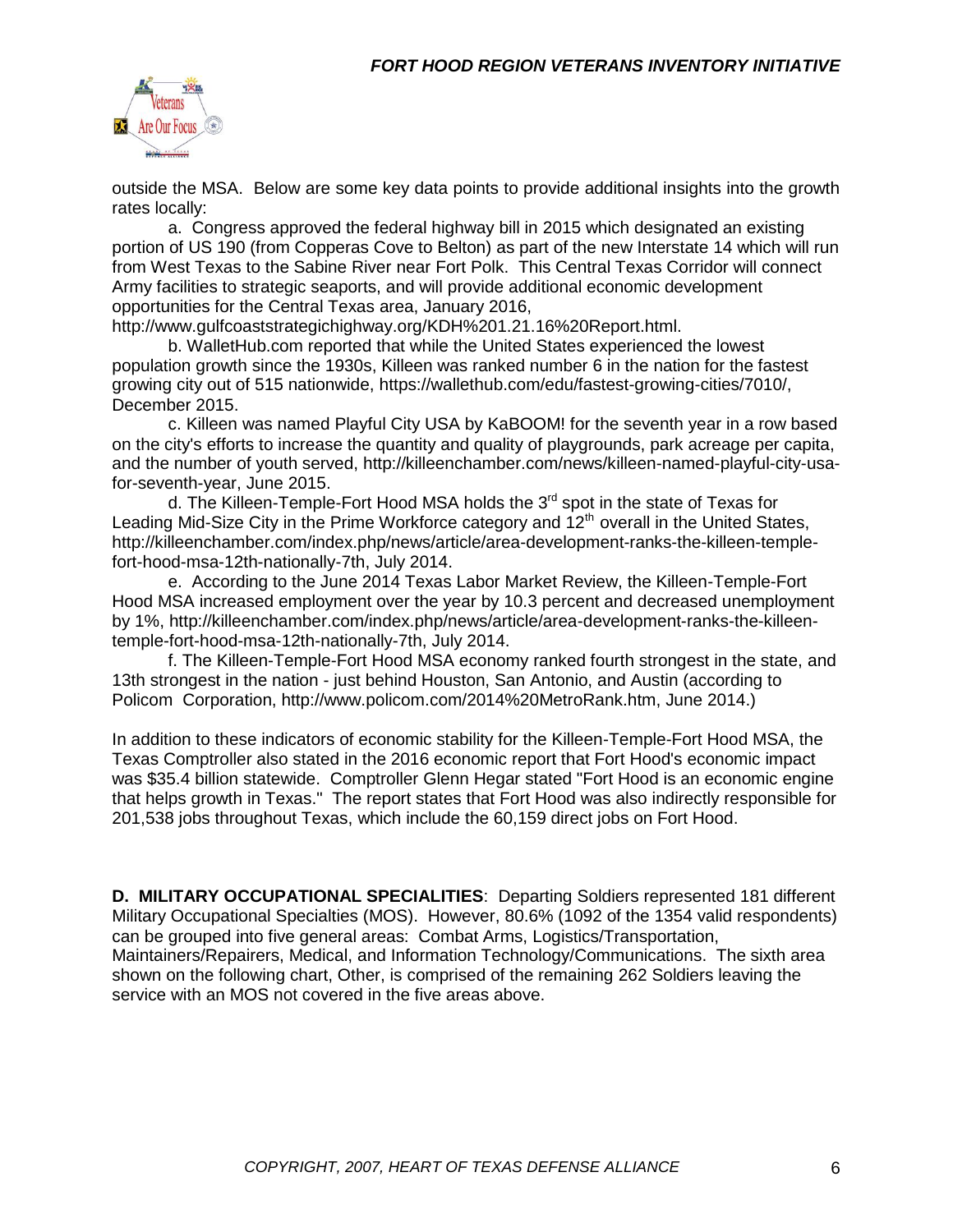outside the MSA. Below are some key data points to provide additional insights into the growth rates locally:

a. Congress approved the federal highway bill in 2015 which designated an existing portion of US 190 (from Copperas Cove to Belton) as part of the new Interstate 14 which will run from West Texas to the Sabine River near Fort Polk. This Central Texas Corridor will connect Army facilities to strategic seaports, and will provide additional economic development opportunities for the Central Texas area, January 2016, http://www.gulfcoaststrategichighway.org/KDH%201.21.16%20Report.html.

b. WalletHub.com reported that while the United States experienced the lowest population growth since the 1930s, Killeen was ranked number 6 in the nation for the fastest growing city out of 515 nationwide, https://wallethub.com/edu/fastest-growing-cities/7010/, December 2015.

c. Killeen was named Playful City USA by KaBOOM! for the seventh year in a row based on the city's efforts to increase the quantity and quality of playgrounds, park acreage per capita, and the number of youth served, http://killeenchamber.com/news/killeen-named-playful-city-usa-for-seventh-year, June 2015.

d. The Killeen-Temple-Fort Hood MSA holds the 3rd spot in the state of Texas for Leading Mid-Size City in the Prime Workforce category and 12th overall in the United States, http://killeenchamber.com/index.php/news/article/area-development-ranks-the-killeen-temple-fort-hood-msa-12th-nationally-7th, July 2014.

e. According to the June 2014 Texas Labor Market Review, the Killeen-Temple-Fort Hood MSA increased employment over the year by 10.3 percent and decreased unemployment by 1%, http://killeenchamber.com/index.php/news/article/area-development-ranks-the-killeen-temple-fort-hood-msa-12th-nationally-7th, July 2014.

f. The Killeen-Temple-Fort Hood MSA economy ranked fourth strongest in the state, and 13th strongest in the nation - just behind Houston, San Antonio, and Austin (according to Policom Corporation, http://www.policom.com/2014%20MetroRank.htm, June 2014.)

In addition to these indicators of economic stability for the Killeen-Temple-Fort Hood MSA, the Texas Comptroller also stated in the 2016 economic report that Fort Hood's economic impact was $35.4 billion statewide. Comptroller Glenn Hegar stated "Fort Hood is an economic engine that helps growth in Texas." The report states that Fort Hood was also indirectly responsible for 201,538 jobs throughout Texas, which include the 60,159 direct jobs on Fort Hood.

**D. MILITARY OCCUPATIONAL SPECIALITIES**: Departing Soldiers represented 181 different Military Occupational Specialties (MOS). However, 80.6% (1092 of the 1354 valid respondents) can be grouped into five general areas: Combat Arms, Logistics/Transportation, Maintainers/Repairers, Medical, and Information Technology/Communications. The sixth area shown on the following chart, Other, is comprised of the remaining 262 Soldiers leaving the service with an MOS not covered in the five areas above.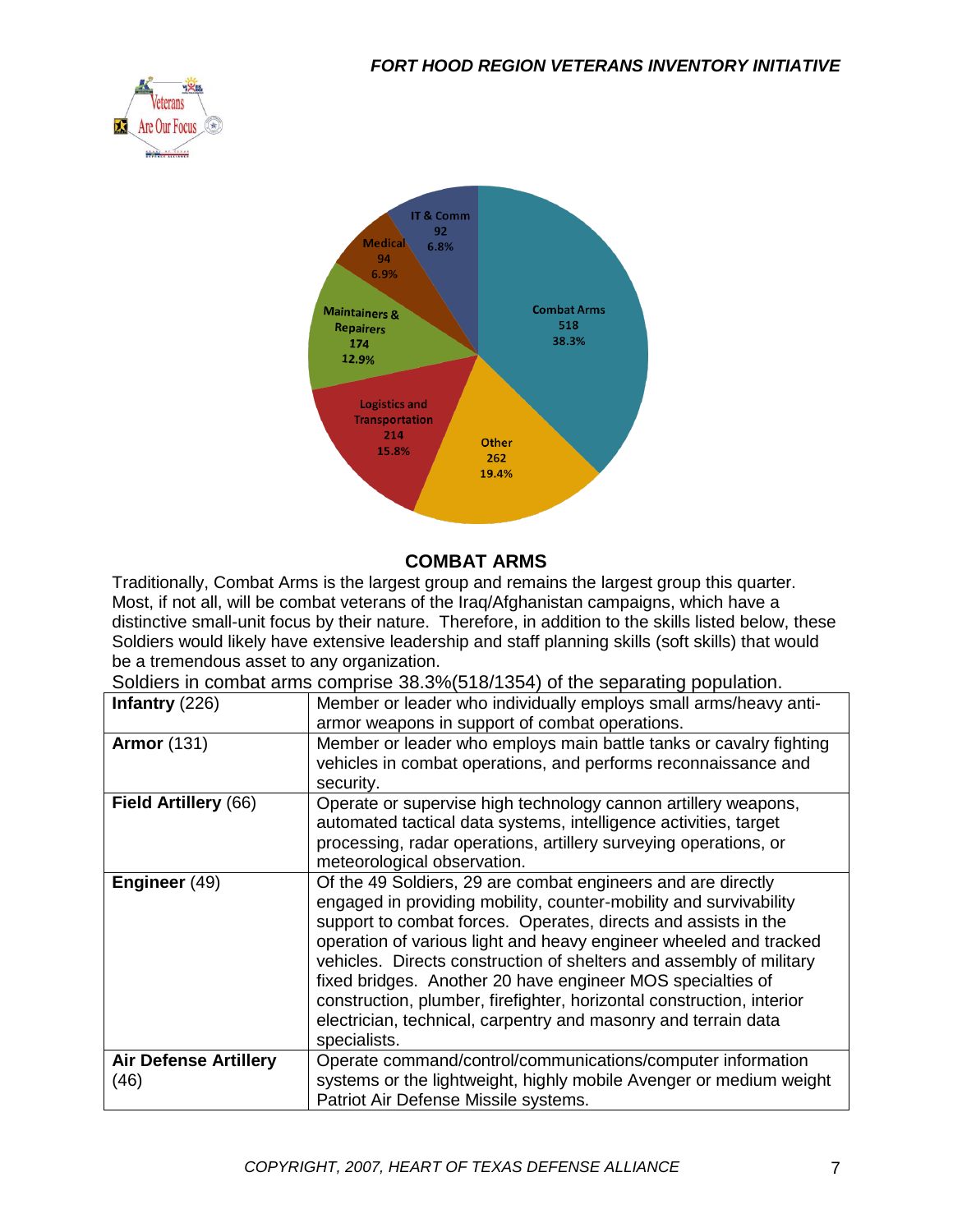## COMBAT ARMS

Traditionally, Combat Arms is the largest group and remains the largest group this quarter. Most, if not all, will be combat veterans of the Iraq/Afghanistan campaigns, which have a distinctive small-unit focus by their nature. Therefore, in addition to the skills listed below, these Soldiers would likely have extensive leadership and staff planning skills (soft skills) that would be a tremendous asset to any organization.

Soldiers in combat arms comprise 38.3%(518/1354) of the separating population.

| | |
|---|---|
| **Infantry** (226) | Member or leader who individually employs small arms/heavy anti-armor weapons in support of combat operations. |
| **Armor** (131) | Member or leader who employs main battle tanks or cavalry fighting vehicles in combat operations, and performs reconnaissance and security. |
| **Field Artillery** (66) | Operate or supervise high technology cannon artillery weapons, automated tactical data systems, intelligence activities, target processing, radar operations, artillery surveying operations, or meteorological observation. |
| **Engineer** (49) | Of the 49 Soldiers, 29 are combat engineers and are directly engaged in providing mobility, counter-mobility and survivability support to combat forces. Operates, directs and assists in the operation of various light and heavy engineer wheeled and tracked vehicles. Directs construction of shelters and assembly of military fixed bridges. Another 20 have engineer MOS specialties of construction, plumber, firefighter, horizontal construction, interior electrician, technical, carpentry and masonry and terrain data specialists. |
| **Air Defense Artillery** (46) | Operate command/control/communications/computer information systems or the lightweight, highly mobile Avenger or medium weight Patriot Air Defense Missile systems. |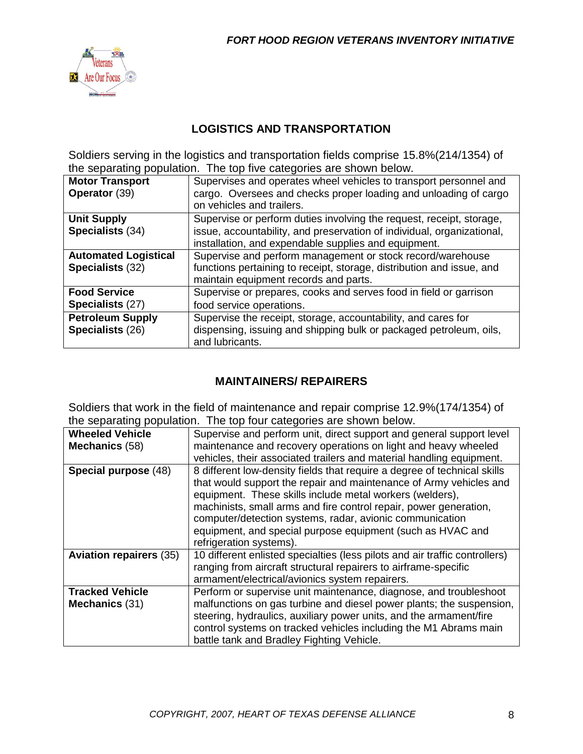## LOGISTICS AND TRANSPORTATION

Soldiers serving in the logistics and transportation fields comprise 15.8%(214/1354) of the separating population. The top five categories are shown below.

| | |
|---|---|
| **Motor Transport Operator** (39) | Supervises and operates wheel vehicles to transport personnel and cargo. Oversees and checks proper loading and unloading of cargo on vehicles and trailers. |
| **Unit Supply Specialists** (34) | Supervise or perform duties involving the request, receipt, storage, issue, accountability, and preservation of individual, organizational, installation, and expendable supplies and equipment. |
| **Automated Logistical Specialists** (32) | Supervise and perform management or stock record/warehouse functions pertaining to receipt, storage, distribution and issue, and maintain equipment records and parts. |
| **Food Service Specialists** (27) | Supervise or prepares, cooks and serves food in field or garrison food service operations. |
| **Petroleum Supply Specialists** (26) | Supervise the receipt, storage, accountability, and cares for dispensing, issuing and shipping bulk or packaged petroleum, oils, and lubricants. |

## MAINTAINERS/ REPAIRERS

Soldiers that work in the field of maintenance and repair comprise 12.9%(174/1354) of the separating population. The top four categories are shown below.

| | |
|---|---|
| **Wheeled Vehicle Mechanics** (58) | Supervise and perform unit, direct support and general support level maintenance and recovery operations on light and heavy wheeled vehicles, their associated trailers and material handling equipment. |
| **Special purpose** (48) | 8 different low-density fields that require a degree of technical skills that would support the repair and maintenance of Army vehicles and equipment. These skills include metal workers (welders), machinists, small arms and fire control repair, power generation, computer/detection systems, radar, avionic communication equipment, and special purpose equipment (such as HVAC and refrigeration systems). |
| **Aviation repairers** (35) | 10 different enlisted specialties (less pilots and air traffic controllers) ranging from aircraft structural repairers to airframe-specific armament/electrical/avionics system repairers. |
| **Tracked Vehicle Mechanics** (31) | Perform or supervise unit maintenance, diagnose, and troubleshoot malfunctions on gas turbine and diesel power plants; the suspension, steering, hydraulics, auxiliary power units, and the armament/fire control systems on tracked vehicles including the M1 Abrams main battle tank and Bradley Fighting Vehicle. |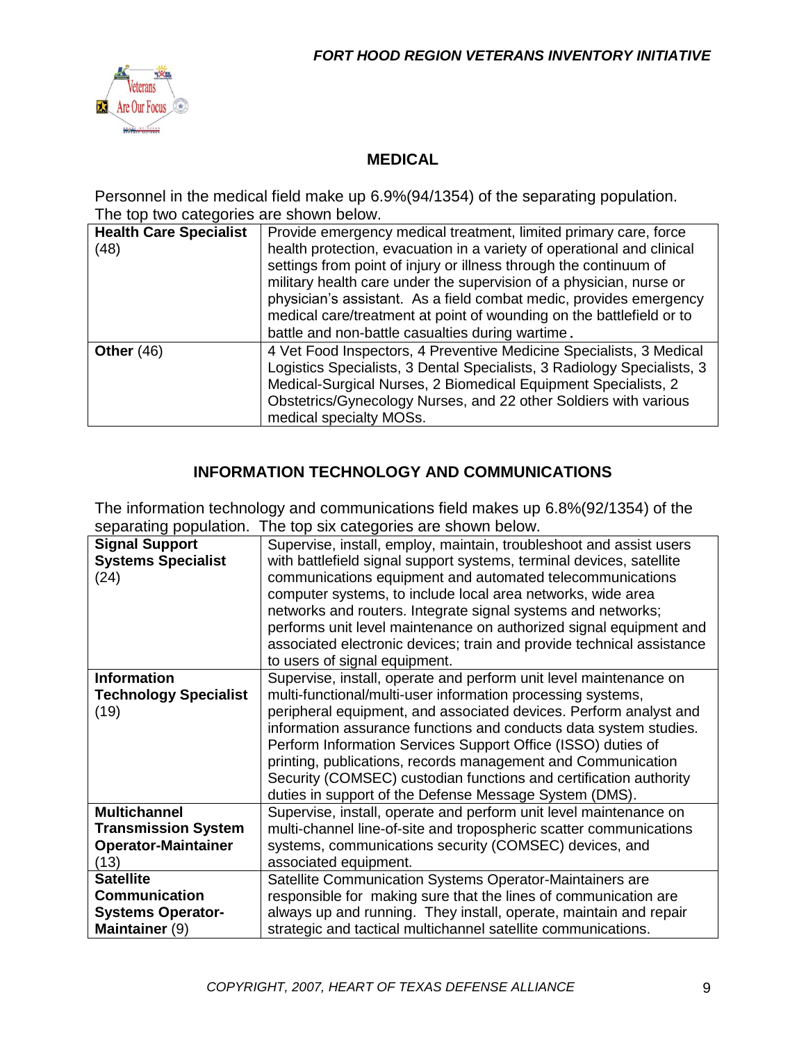## MEDICAL

Personnel in the medical field make up 6.9%(94/1354) of the separating population. The top two categories are shown below.

| | |
|---|---|
| **Health Care Specialist** (48) | Provide emergency medical treatment, limited primary care, force health protection, evacuation in a variety of operational and clinical settings from point of injury or illness through the continuum of military health care under the supervision of a physician, nurse or physician's assistant. As a field combat medic, provides emergency medical care/treatment at point of wounding on the battlefield or to battle and non-battle casualties during wartime. |
| **Other** (46) | 4 Vet Food Inspectors, 4 Preventive Medicine Specialists, 3 Medical Logistics Specialists, 3 Dental Specialists, 3 Radiology Specialists, 3 Medical-Surgical Nurses, 2 Biomedical Equipment Specialists, 2 Obstetrics/Gynecology Nurses, and 22 other Soldiers with various medical specialty MOSs. |

## INFORMATION TECHNOLOGY AND COMMUNICATIONS

The information technology and communications field makes up 6.8%(92/1354) of the separating population. The top six categories are shown below.

| | |
|---|---|
| **Signal Support Systems Specialist** (24) | Supervise, install, employ, maintain, troubleshoot and assist users with battlefield signal support systems, terminal devices, satellite communications equipment and automated telecommunications computer systems, to include local area networks, wide area networks and routers. Integrate signal systems and networks; performs unit level maintenance on authorized signal equipment and associated electronic devices; train and provide technical assistance to users of signal equipment. |
| **Information Technology Specialist** (19) | Supervise, install, operate and perform unit level maintenance on multi-functional/multi-user information processing systems, peripheral equipment, and associated devices. Perform analyst and information assurance functions and conducts data system studies. Perform Information Services Support Office (ISSO) duties of printing, publications, records management and Communication Security (COMSEC) custodian functions and certification authority duties in support of the Defense Message System (DMS). |
| **Multichannel Transmission System Operator-Maintainer** (13) | Supervise, install, operate and perform unit level maintenance on multi-channel line-of-site and tropospheric scatter communications systems, communications security (COMSEC) devices, and associated equipment. |
| **Satellite Communication Systems Operator-Maintainer** (9) | Satellite Communication Systems Operator-Maintainers are responsible for making sure that the lines of communication are always up and running. They install, operate, maintain and repair strategic and tactical multichannel satellite communications. |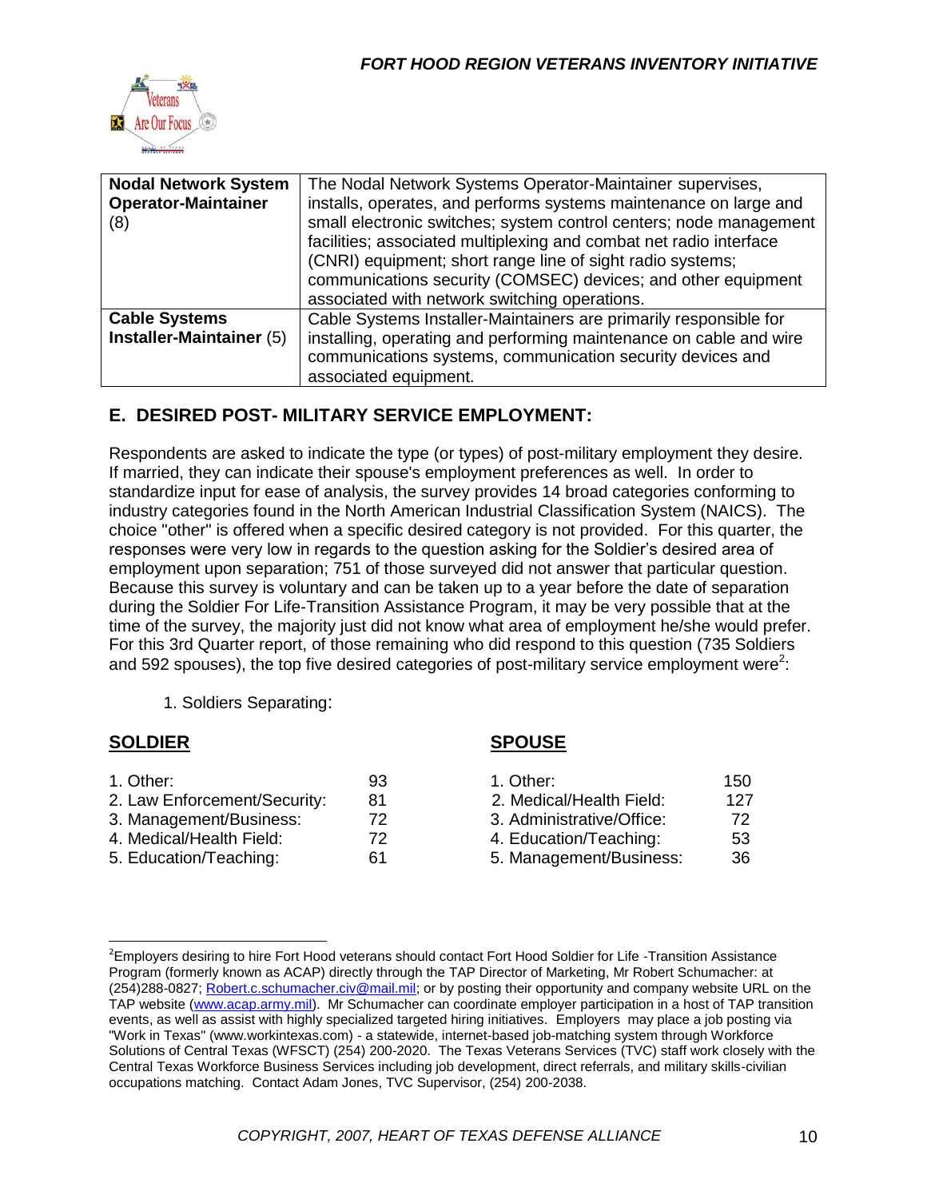| | |
|---|---|
| **Nodal Network System Operator-Maintainer** (8) | The Nodal Network Systems Operator-Maintainer supervises, installs, operates, and performs systems maintenance on large and small electronic switches; system control centers; node management facilities; associated multiplexing and combat net radio interface (CNRI) equipment; short range line of sight radio systems; communications security (COMSEC) devices; and other equipment associated with network switching operations. |
| **Cable Systems Installer-Maintainer** (5) | Cable Systems Installer-Maintainers are primarily responsible for installing, operating and performing maintenance on cable and wire communications systems, communication security devices and associated equipment. |

## E. DESIRED POST- MILITARY SERVICE EMPLOYMENT:

Respondents are asked to indicate the type (or types) of post-military employment they desire. If married, they can indicate their spouse's employment preferences as well. In order to standardize input for ease of analysis, the survey provides 14 broad categories conforming to industry categories found in the North American Industrial Classification System (NAICS). The choice "other" is offered when a specific desired category is not provided. For this quarter, the responses were very low in regards to the question asking for the Soldier's desired area of employment upon separation; 751 of those surveyed did not answer that particular question. Because this survey is voluntary and can be taken up to a year before the date of separation during the Soldier For Life-Transition Assistance Program, it may be very possible that at the time of the survey, the majority just did not know what area of employment he/she would prefer. For this 3rd Quarter report, of those remaining who did respond to this question (735 Soldiers and 592 spouses), the top five desired categories of post-military service employment were[2]:

1. Soldiers Separating:

| **SOLDIER** | | **SPOUSE** | |
|---|---|---|---|
| 1. Other: | 93 | 1. Other: | 150 |
| 2. Law Enforcement/Security: | 81 | 2. Medical/Health Field: | 127 |
| 3. Management/Business: | 72 | 3. Administrative/Office: | 72 |
| 4. Medical/Health Field: | 72 | 4. Education/Teaching: | 53 |
| 5. Education/Teaching: | 61 | 5. Management/Business: | 36 |

[2]Employers desiring to hire Fort Hood veterans should contact Fort Hood Soldier for Life -Transition Assistance Program (formerly known as ACAP) directly through the TAP Director of Marketing, Mr Robert Schumacher: at (254)288-0827; Robert.c.schumacher.civ@mail.mil; or by posting their opportunity and company website URL on the TAP website (www.acap.army.mil). Mr Schumacher can coordinate employer participation in a host of TAP transition events, as well as assist with highly specialized targeted hiring initiatives. Employers may place a job posting via "Work in Texas" (www.workintexas.com) - a statewide, internet-based job-matching system through Workforce Solutions of Central Texas (WFSCT) (254) 200-2020. The Texas Veterans Services (TVC) staff work closely with the Central Texas Workforce Business Services including job development, direct referrals, and military skills-civilian occupations matching. Contact Adam Jones, TVC Supervisor, (254) 200-2038.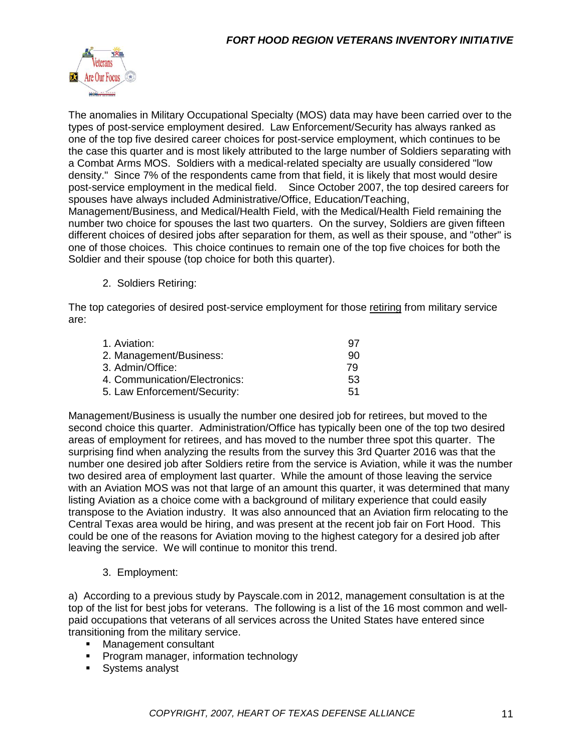The anomalies in Military Occupational Specialty (MOS) data may have been carried over to the types of post-service employment desired. Law Enforcement/Security has always ranked as one of the top five desired career choices for post-service employment, which continues to be the case this quarter and is most likely attributed to the large number of Soldiers separating with a Combat Arms MOS. Soldiers with a medical-related specialty are usually considered "low density." Since 7% of the respondents came from that field, it is likely that most would desire post-service employment in the medical field. Since October 2007, the top desired careers for spouses have always included Administrative/Office, Education/Teaching, Management/Business, and Medical/Health Field, with the Medical/Health Field remaining the number two choice for spouses the last two quarters. On the survey, Soldiers are given fifteen different choices of desired jobs after separation for them, as well as their spouse, and "other" is one of those choices. This choice continues to remain one of the top five choices for both the Soldier and their spouse (top choice for both this quarter).

2. Soldiers Retiring:

The top categories of desired post-service employment for those retiring from military service are:

| | |
|---|---|
| 1. Aviation: | 97 |
| 2. Management/Business: | 90 |
| 3. Admin/Office: | 79 |
| 4. Communication/Electronics: | 53 |
| 5. Law Enforcement/Security: | 51 |

Management/Business is usually the number one desired job for retirees, but moved to the second choice this quarter. Administration/Office has typically been one of the top two desired areas of employment for retirees, and has moved to the number three spot this quarter. The surprising find when analyzing the results from the survey this 3rd Quarter 2016 was that the number one desired job after Soldiers retire from the service is Aviation, while it was the number two desired area of employment last quarter. While the amount of those leaving the service with an Aviation MOS was not that large of an amount this quarter, it was determined that many listing Aviation as a choice come with a background of military experience that could easily transpose to the Aviation industry. It was also announced that an Aviation firm relocating to the Central Texas area would be hiring, and was present at the recent job fair on Fort Hood. This could be one of the reasons for Aviation moving to the highest category for a desired job after leaving the service. We will continue to monitor this trend.

3. Employment:

a) According to a previous study by Payscale.com in 2012, management consultation is at the top of the list for best jobs for veterans. The following is a list of the 16 most common and well-paid occupations that veterans of all services across the United States have entered since transitioning from the military service.

- Management consultant
- Program manager, information technology
- Systems analyst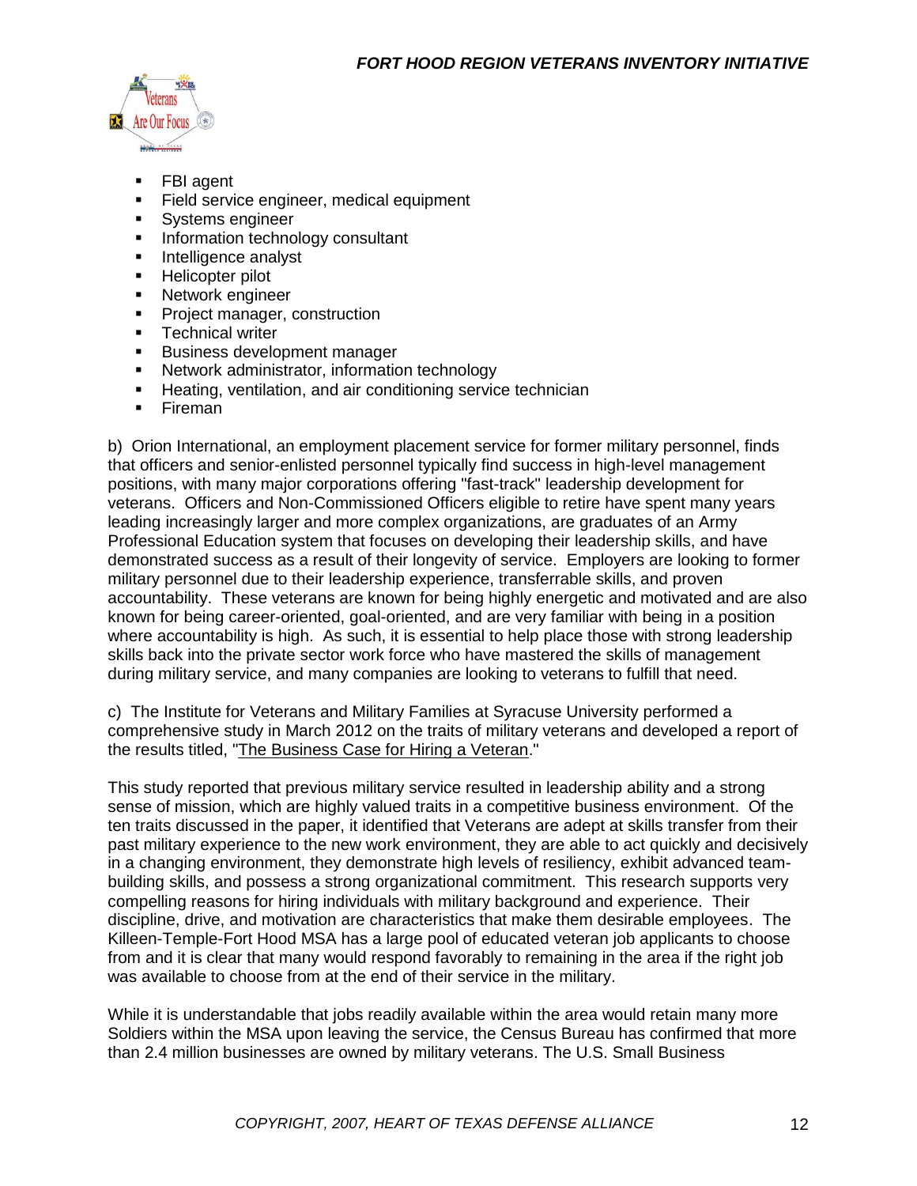- FBI agent
- Field service engineer, medical equipment
- Systems engineer
- Information technology consultant
- Intelligence analyst
- Helicopter pilot
- Network engineer
- Project manager, construction
- Technical writer
- Business development manager
- Network administrator, information technology
- Heating, ventilation, and air conditioning service technician
- Fireman

b) Orion International, an employment placement service for former military personnel, finds that officers and senior-enlisted personnel typically find success in high-level management positions, with many major corporations offering "fast-track" leadership development for veterans. Officers and Non-Commissioned Officers eligible to retire have spent many years leading increasingly larger and more complex organizations, are graduates of an Army Professional Education system that focuses on developing their leadership skills, and have demonstrated success as a result of their longevity of service. Employers are looking to former military personnel due to their leadership experience, transferrable skills, and proven accountability. These veterans are known for being highly energetic and motivated and are also known for being career-oriented, goal-oriented, and are very familiar with being in a position where accountability is high. As such, it is essential to help place those with strong leadership skills back into the private sector work force who have mastered the skills of management during military service, and many companies are looking to veterans to fulfill that need.

c) The Institute for Veterans and Military Families at Syracuse University performed a comprehensive study in March 2012 on the traits of military veterans and developed a report of the results titled, "The Business Case for Hiring a Veteran."

This study reported that previous military service resulted in leadership ability and a strong sense of mission, which are highly valued traits in a competitive business environment. Of the ten traits discussed in the paper, it identified that Veterans are adept at skills transfer from their past military experience to the new work environment, they are able to act quickly and decisively in a changing environment, they demonstrate high levels of resiliency, exhibit advanced team-building skills, and possess a strong organizational commitment. This research supports very compelling reasons for hiring individuals with military background and experience. Their discipline, drive, and motivation are characteristics that make them desirable employees. The Killeen-Temple-Fort Hood MSA has a large pool of educated veteran job applicants to choose from and it is clear that many would respond favorably to remaining in the area if the right job was available to choose from at the end of their service in the military.

While it is understandable that jobs readily available within the area would retain many more Soldiers within the MSA upon leaving the service, the Census Bureau has confirmed that more than 2.4 million businesses are owned by military veterans. The U.S. Small Business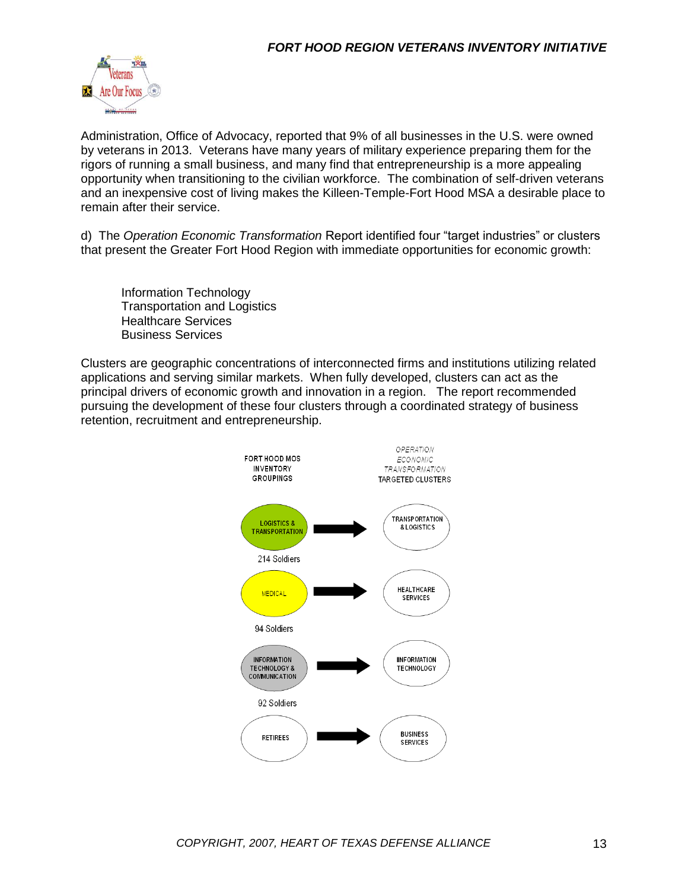Administration, Office of Advocacy, reported that 9% of all businesses in the U.S. were owned by veterans in 2013. Veterans have many years of military experience preparing them for the rigors of running a small business, and many find that entrepreneurship is a more appealing opportunity when transitioning to the civilian workforce. The combination of self-driven veterans and an inexpensive cost of living makes the Killeen-Temple-Fort Hood MSA a desirable place to remain after their service.

d) The *Operation Economic Transformation* Report identified four "target industries" or clusters that present the Greater Fort Hood Region with immediate opportunities for economic growth:

Information Technology
Transportation and Logistics
Healthcare Services
Business Services

Clusters are geographic concentrations of interconnected firms and institutions utilizing related applications and serving similar markets. When fully developed, clusters can act as the principal drivers of economic growth and innovation in a region. The report recommended pursuing the development of these four clusters through a coordinated strategy of business retention, recruitment and entrepreneurship.

| FORT HOOD MOS INVENTORY GROUPINGS | | *OPERATION ECONOMIC TRANSFORMATION* TARGETED CLUSTERS |
|---|---|---|
| LOGISTICS & TRANSPORTATION (214 Soldiers) | → | TRANSPORTATION & LOGISTICS |
| MEDICAL (94 Soldiers) | → | HEALTHCARE SERVICES |
| INFORMATION TECHNOLOGY & COMMUNICATION (92 Soldiers) | → | INFORMATION TECHNOLOGY |
| RETIREES | → | BUSINESS SERVICES |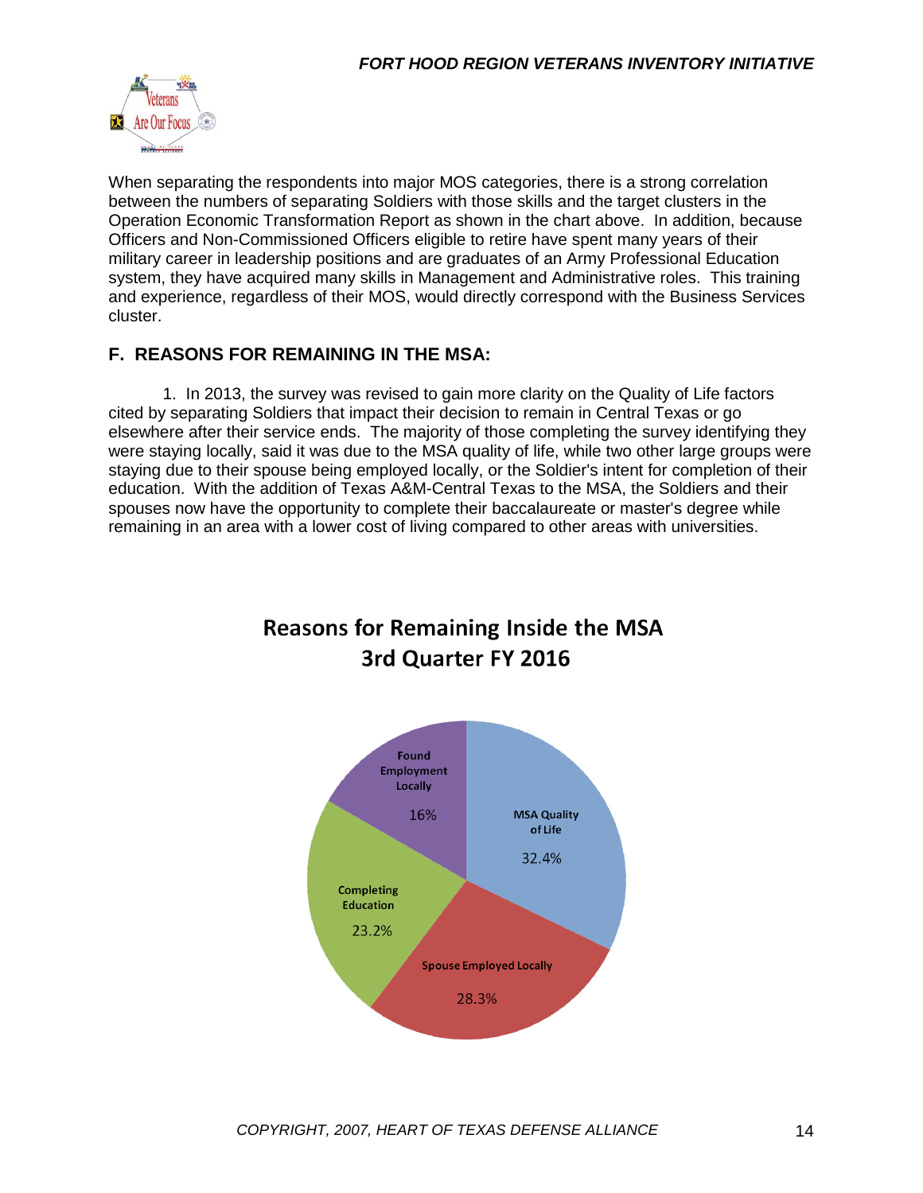When separating the respondents into major MOS categories, there is a strong correlation between the numbers of separating Soldiers with those skills and the target clusters in the Operation Economic Transformation Report as shown in the chart above. In addition, because Officers and Non-Commissioned Officers eligible to retire have spent many years of their military career in leadership positions and are graduates of an Army Professional Education system, they have acquired many skills in Management and Administrative roles. This training and experience, regardless of their MOS, would directly correspond with the Business Services cluster.

## F. REASONS FOR REMAINING IN THE MSA:

1. In 2013, the survey was revised to gain more clarity on the Quality of Life factors cited by separating Soldiers that impact their decision to remain in Central Texas or go elsewhere after their service ends. The majority of those completing the survey identifying they were staying locally, said it was due to the MSA quality of life, while two other large groups were staying due to their spouse being employed locally, or the Soldier's intent for completion of their education. With the addition of Texas A&M-Central Texas to the MSA, the Soldiers and their spouses now have the opportunity to complete their baccalaureate or master's degree while remaining in an area with a lower cost of living compared to other areas with universities.

**Reasons for Remaining Inside the MSA**
**3rd Quarter FY 2016**

| Reason | Percentage |
|---|---|
| MSA Quality of Life | 32.4% |
| Spouse Employed Locally | 28.3% |
| Completing Education | 23.2% |
| Found Employment Locally | 16% |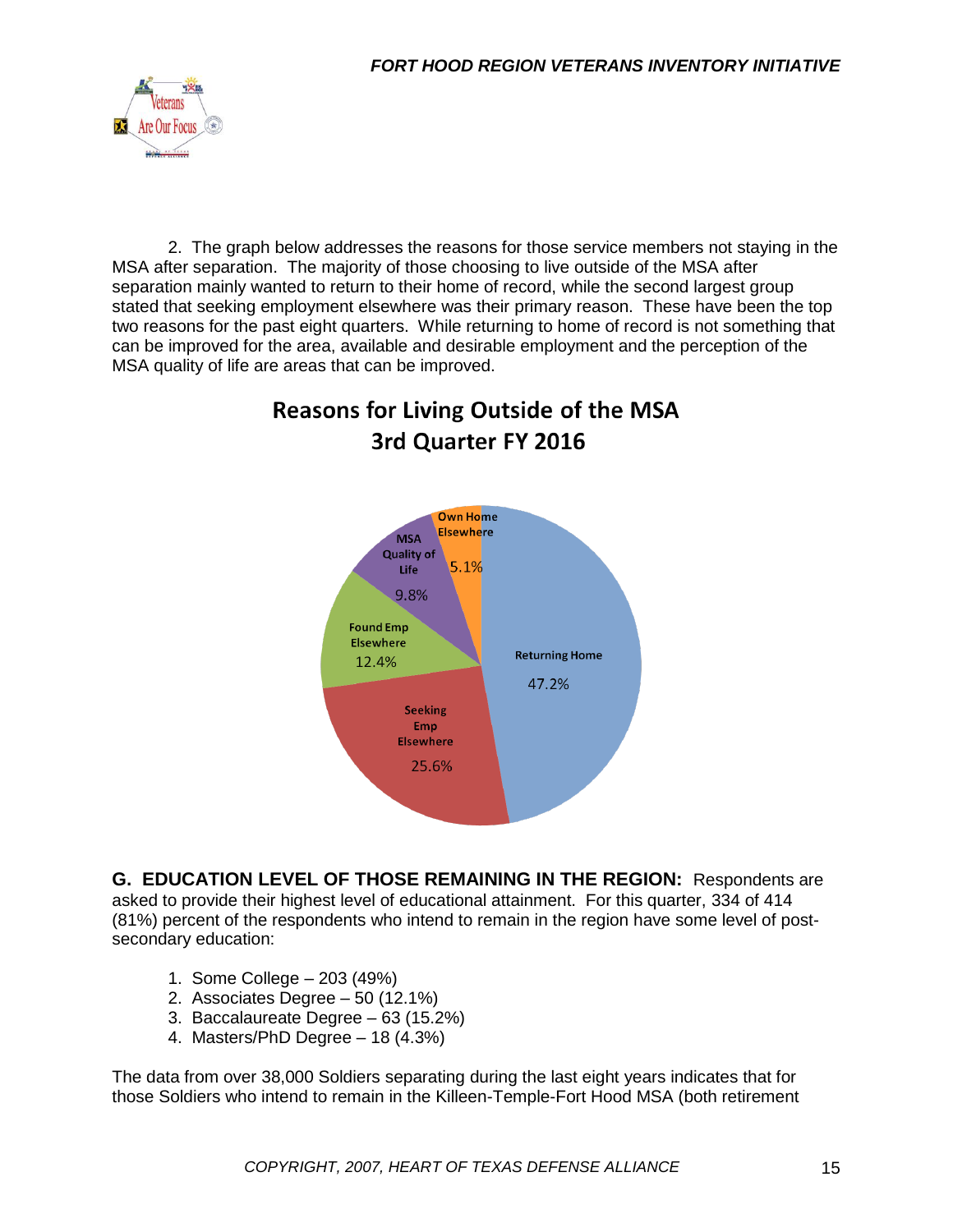2. The graph below addresses the reasons for those service members not staying in the MSA after separation. The majority of those choosing to live outside of the MSA after separation mainly wanted to return to their home of record, while the second largest group stated that seeking employment elsewhere was their primary reason. These have been the top two reasons for the past eight quarters. While returning to home of record is not something that can be improved for the area, available and desirable employment and the perception of the MSA quality of life are areas that can be improved.

**Reasons for Living Outside of the MSA**
**3rd Quarter FY 2016**

| Reason | Percent |
|---|---|
| Returning Home | 47.2% |
| Seeking Emp Elsewhere | 25.6% |
| Found Emp Elsewhere | 12.4% |
| MSA Quality of Life | 9.8% |
| Own Home Elsewhere | 5.1% |

**G. EDUCATION LEVEL OF THOSE REMAINING IN THE REGION:** Respondents are asked to provide their highest level of educational attainment. For this quarter, 334 of 414 (81%) percent of the respondents who intend to remain in the region have some level of post-secondary education:

1. Some College – 203 (49%)
2. Associates Degree – 50 (12.1%)
3. Baccalaureate Degree – 63 (15.2%)
4. Masters/PhD Degree – 18 (4.3%)

The data from over 38,000 Soldiers separating during the last eight years indicates that for those Soldiers who intend to remain in the Killeen-Temple-Fort Hood MSA (both retirement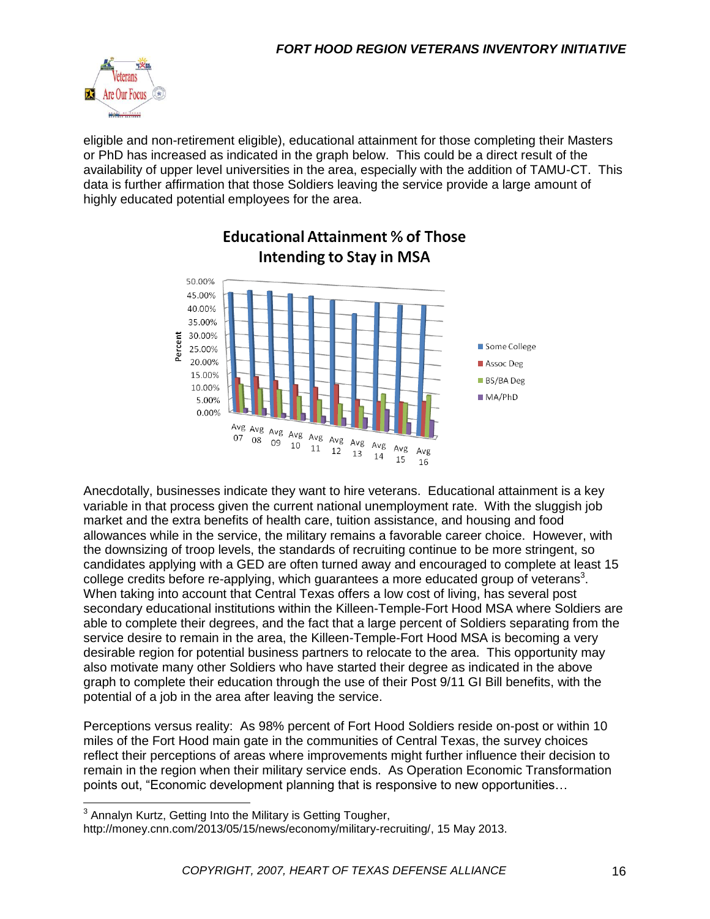eligible and non-retirement eligible), educational attainment for those completing their Masters or PhD has increased as indicated in the graph below. This could be a direct result of the availability of upper level universities in the area, especially with the addition of TAMU-CT. This data is further affirmation that those Soldiers leaving the service provide a large amount of highly educated potential employees for the area.

**Educational Attainment % of Those Intending to Stay in MSA**

Anecdotally, businesses indicate they want to hire veterans. Educational attainment is a key variable in that process given the current national unemployment rate. With the sluggish job market and the extra benefits of health care, tuition assistance, and housing and food allowances while in the service, the military remains a favorable career choice. However, with the downsizing of troop levels, the standards of recruiting continue to be more stringent, so candidates applying with a GED are often turned away and encouraged to complete at least 15 college credits before re-applying, which guarantees a more educated group of veterans[3]. When taking into account that Central Texas offers a low cost of living, has several post secondary educational institutions within the Killeen-Temple-Fort Hood MSA where Soldiers are able to complete their degrees, and the fact that a large percent of Soldiers separating from the service desire to remain in the area, the Killeen-Temple-Fort Hood MSA is becoming a very desirable region for potential business partners to relocate to the area. This opportunity may also motivate many other Soldiers who have started their degree as indicated in the above graph to complete their education through the use of their Post 9/11 GI Bill benefits, with the potential of a job in the area after leaving the service.

Perceptions versus reality: As 98% percent of Fort Hood Soldiers reside on-post or within 10 miles of the Fort Hood main gate in the communities of Central Texas, the survey choices reflect their perceptions of areas where improvements might further influence their decision to remain in the region when their military service ends. As Operation Economic Transformation points out, "Economic development planning that is responsive to new opportunities…

---

[3] Annalyn Kurtz, Getting Into the Military is Getting Tougher, http://money.cnn.com/2013/05/15/news/economy/military-recruiting/, 15 May 2013.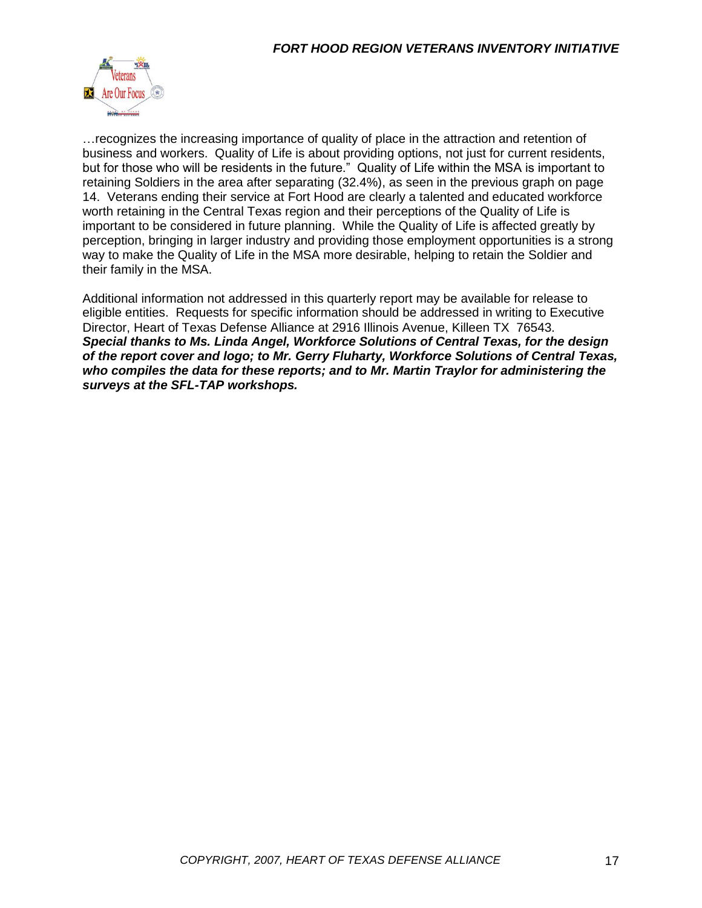…recognizes the increasing importance of quality of place in the attraction and retention of business and workers. Quality of Life is about providing options, not just for current residents, but for those who will be residents in the future." Quality of Life within the MSA is important to retaining Soldiers in the area after separating (32.4%), as seen in the previous graph on page 14. Veterans ending their service at Fort Hood are clearly a talented and educated workforce worth retaining in the Central Texas region and their perceptions of the Quality of Life is important to be considered in future planning. While the Quality of Life is affected greatly by perception, bringing in larger industry and providing those employment opportunities is a strong way to make the Quality of Life in the MSA more desirable, helping to retain the Soldier and their family in the MSA.

Additional information not addressed in this quarterly report may be available for release to eligible entities. Requests for specific information should be addressed in writing to Executive Director, Heart of Texas Defense Alliance at 2916 Illinois Avenue, Killeen TX 76543. ***Special thanks to Ms. Linda Angel, Workforce Solutions of Central Texas, for the design of the report cover and logo; to Mr. Gerry Fluharty, Workforce Solutions of Central Texas, who compiles the data for these reports; and to Mr. Martin Traylor for administering the surveys at the SFL-TAP workshops.***